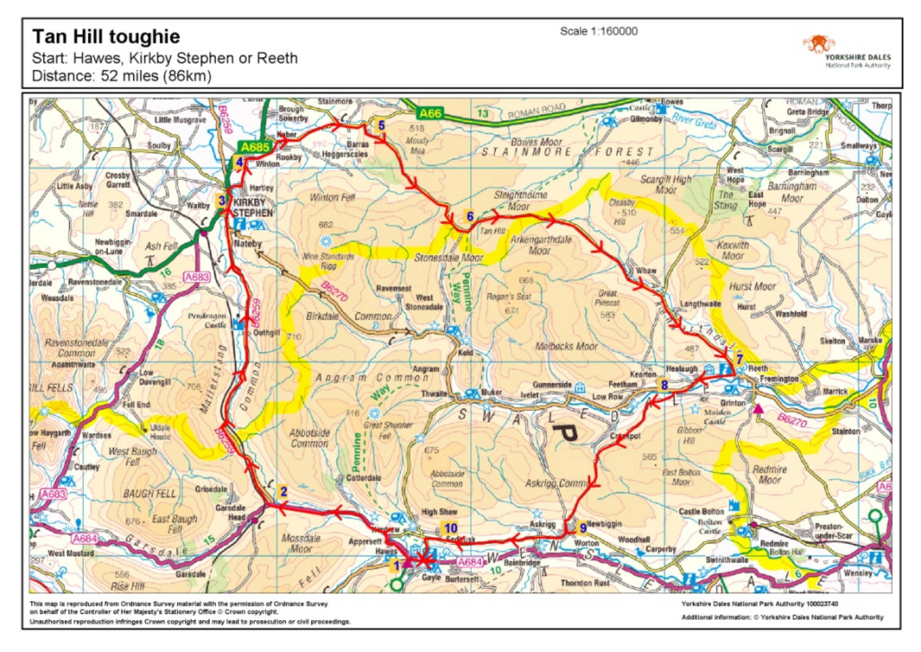# Tan Hill toughie

Start: Hawes, Kirkby Stephen or Reeth

Distance: 52 miles (86km)

Scale 1:160000

YORKSHIRE DALES National Park Authority

This map is reproduced from Ordnance Survey material with the permission of Ordnance Survey on behalf of the Controller of Her Majesty's Stationery Office © Crown copyright. Unauthorised reproduction infringes Crown copyright and may lead to prosecution or civil proceedings.

Yorkshire Dales National Park Authority 100023740

Additional information: © Yorkshire Dales National Park Authority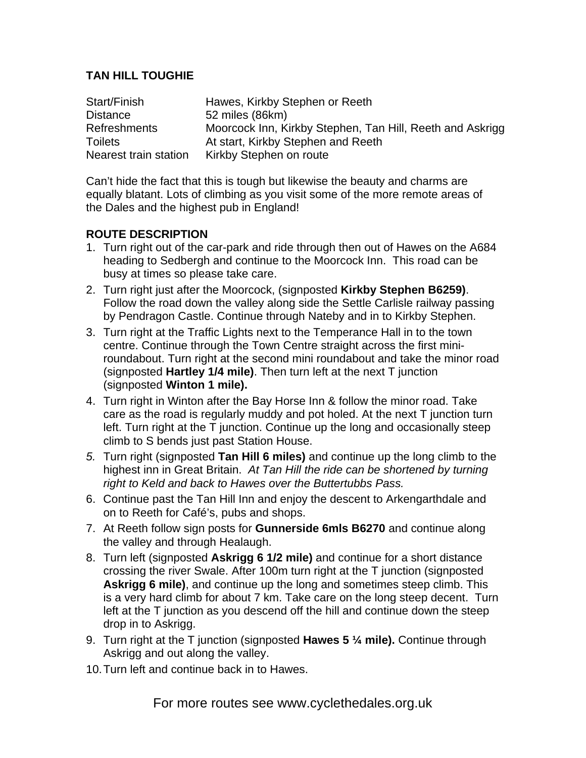## TAN HILL TOUGHIE

| | |
|---|---|
| Start/Finish | Hawes, Kirkby Stephen or Reeth |
| Distance | 52 miles (86km) |
| Refreshments | Moorcock Inn, Kirkby Stephen, Tan Hill, Reeth and Askrigg |
| Toilets | At start, Kirkby Stephen and Reeth |
| Nearest train station | Kirkby Stephen on route |

Can't hide the fact that this is tough but likewise the beauty and charms are equally blatant. Lots of climbing as you visit some of the more remote areas of the Dales and the highest pub in England!

### ROUTE DESCRIPTION

1. Turn right out of the car-park and ride through then out of Hawes on the A684 heading to Sedbergh and continue to the Moorcock Inn. This road can be busy at times so please take care.
2. Turn right just after the Moorcock, (signposted **Kirkby Stephen B6259)**. Follow the road down the valley along side the Settle Carlisle railway passing by Pendragon Castle. Continue through Nateby and in to Kirkby Stephen.
3. Turn right at the Traffic Lights next to the Temperance Hall in to the town centre. Continue through the Town Centre straight across the first mini-roundabout. Turn right at the second mini roundabout and take the minor road (signposted **Hartley 1/4 mile)**. Then turn left at the next T junction (signposted **Winton 1 mile).**
4. Turn right in Winton after the Bay Horse Inn & follow the minor road. Take care as the road is regularly muddy and pot holed. At the next T junction turn left. Turn right at the T junction. Continue up the long and occasionally steep climb to S bends just past Station House.
5. Turn right (signposted **Tan Hill 6 miles)** and continue up the long climb to the highest inn in Great Britain. *At Tan Hill the ride can be shortened by turning right to Keld and back to Hawes over the Buttertubbs Pass.*
6. Continue past the Tan Hill Inn and enjoy the descent to Arkengarthdale and on to Reeth for Café's, pubs and shops.
7. At Reeth follow sign posts for **Gunnerside 6mls B6270** and continue along the valley and through Healaugh.
8. Turn left (signposted **Askrigg 6 1/2 mile)** and continue for a short distance crossing the river Swale. After 100m turn right at the T junction (signposted **Askrigg 6 mile)**, and continue up the long and sometimes steep climb. This is a very hard climb for about 7 km. Take care on the long steep decent. Turn left at the T junction as you descend off the hill and continue down the steep drop in to Askrigg.
9. Turn right at the T junction (signposted **Hawes 5 ¼ mile).** Continue through Askrigg and out along the valley.
10. Turn left and continue back in to Hawes.

For more routes see www.cyclethedales.org.uk